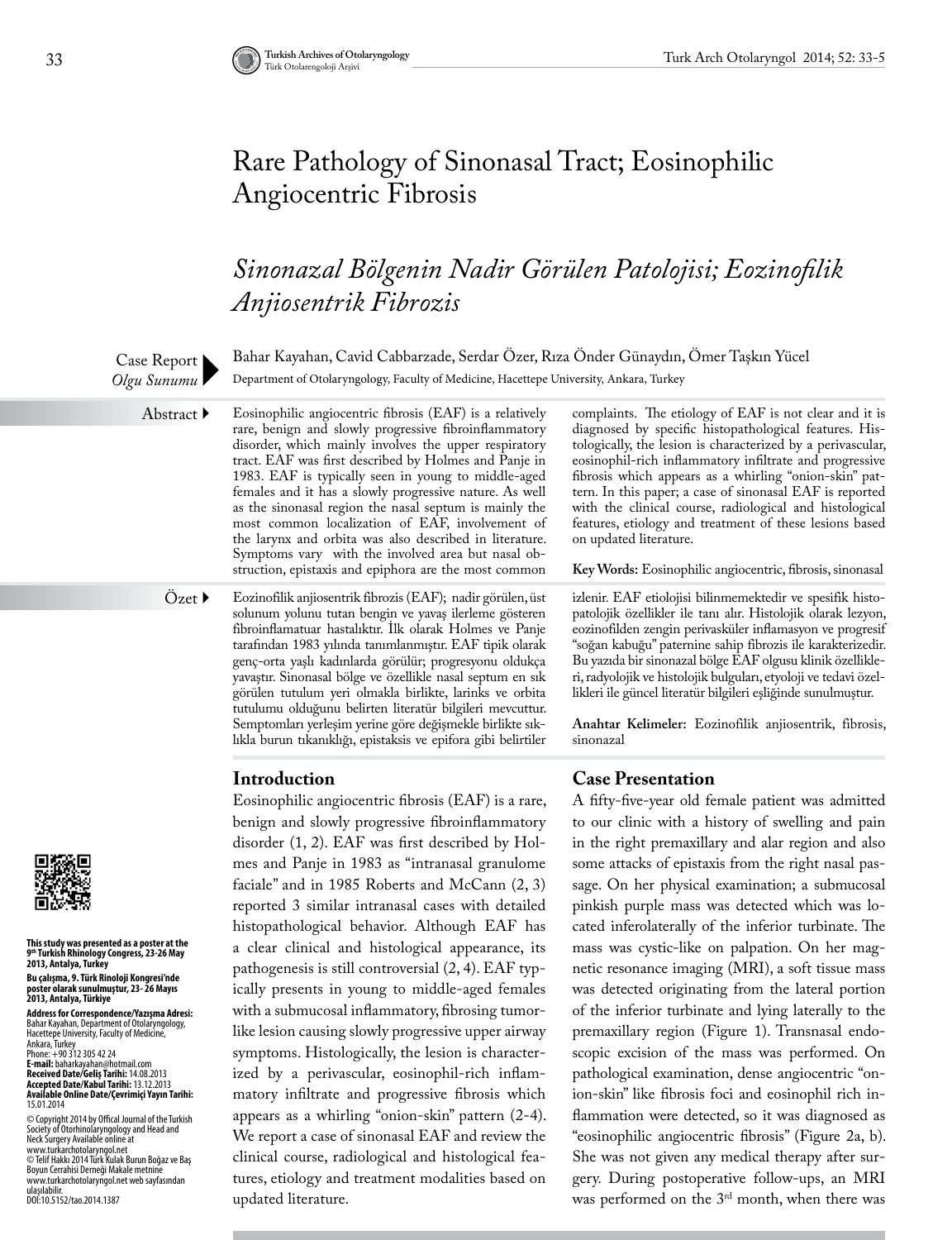# Rare Pathology of Sinonasal Tract; Eosinophilic Angiocentric Fibrosis

## *Sinonazal Bölgenin Nadir Görülen Patolojisi; Eozinofilik Anjiosentrik Fibrozis*

Case Report / *Olgu Sunumu*

Bahar Kayahan, Cavid Cabbarzade, Serdar Özer, Rıza Önder Günaydın, Ömer Taşkın Yücel

Department of Otolaryngology, Faculty of Medicine, Hacettepe University, Ankara, Turkey

**Abstract**

Eosinophilic angiocentric fibrosis (EAF) is a relatively rare, benign and slowly progressive fibroinflammatory disorder, which mainly involves the upper respiratory tract. EAF was first described by Holmes and Panje in 1983. EAF is typically seen in young to middle-aged females and it has a slowly progressive nature. As well as the sinonasal region the nasal septum is mainly the most common localization of EAF, involvement of the larynx and orbita was also described in literature. Symptoms vary with the involved area but nasal obstruction, epistaxis and epiphora are the most common complaints. The etiology of EAF is not clear and it is diagnosed by specific histopathological features. Histologically, the lesion is characterized by a perivascular, eosinophil-rich inflammatory infiltrate and progressive fibrosis which appears as a whirling "onion-skin" pattern. In this paper; a case of sinonasal EAF is reported with the clinical course, radiological and histological features, etiology and treatment of these lesions based on updated literature.

**Key Words:** Eosinophilic angiocentric, fibrosis, sinonasal

**Özet**

Eozinofilik anjiosentrik fibrozis (EAF); nadir görülen, üst solunum yolunu tutan bengin ve yavaş ilerleme gösteren fibroinflamatuar hastalıktır. İlk olarak Holmes ve Panje tarafından 1983 yılında tanımlanmıştır. EAF tipik olarak genç-orta yaşlı kadınlarda görülür; progresyonu oldukça yavaştır. Sinonasal bölge ve özellikle nasal septum en sık görülen tutulum yeri olmakla birlikte, larinks ve orbita tutulumu olduğunu belirten literatür bilgileri mevcuttur. Semptomları yerleşim yerine göre değişmekle birlikte sıklıkla burun tıkanıklığı, epistaksis ve epifora gibi belirtiler izlenir. EAF etiolojisi bilinmemektedir ve spesifik histopatolojik özellikler ile tanı alır. Histolojik olarak lezyon, eozinofilden zengin perivasküler inflamasyon ve progresif "soğan kabuğu" paternine sahip fibrozis ile karakterizedir. Bu yazıda bir sinonazal bölge EAF olgusu klinik özellikleri, radyolojik ve histolojik bulguları, etyoloji ve tedavi özellikleri ile güncel literatür bilgileri eşliğinde sunulmuştur.

**Anahtar Kelimeler:** Eozinofilik anjiosentrik, fibrosis, sinonazal

## Introduction

Eosinophilic angiocentric fibrosis (EAF) is a rare, benign and slowly progressive fibroinflammatory disorder (1, 2). EAF was first described by Holmes and Panje in 1983 as "intranasal granulome faciale" and in 1985 Roberts and McCann (2, 3) reported 3 similar intranasal cases with detailed histopathological behavior. Although EAF has a clear clinical and histological appearance, its pathogenesis is still controversial (2, 4). EAF typically presents in young to middle-aged females with a submucosal inflammatory, fibrosing tumor-like lesion causing slowly progressive upper airway symptoms. Histologically, the lesion is characterized by a perivascular, eosinophil-rich inflammatory infiltrate and progressive fibrosis which appears as a whirling "onion-skin" pattern (2-4). We report a case of sinonasal EAF and review the clinical course, radiological and histological features, etiology and treatment modalities based on updated literature.

## Case Presentation

A fifty-five-year old female patient was admitted to our clinic with a history of swelling and pain in the right premaxillary and alar region and also some attacks of epistaxis from the right nasal passage. On her physical examination; a submucosal pinkish purple mass was detected which was located inferolaterally of the inferior turbinate. The mass was cystic-like on palpation. On her magnetic resonance imaging (MRI), a soft tissue mass was detected originating from the lateral portion of the inferior turbinate and lying laterally to the premaxillary region (Figure 1). Transnasal endoscopic excision of the mass was performed. On pathological examination, dense angiocentric "onion-skin" like fibrosis foci and eosinophil rich inflammation were detected, so it was diagnosed as "eosinophilic angiocentric fibrosis" (Figure 2a, b). She was not given any medical therapy after surgery. During postoperative follow-ups, an MRI was performed on the 3[rd] month, when there was

**This study was presented as a poster at the 9[th] Turkish Rhinology Congress, 23-26 May 2013, Antalya, Turkey**

**Bu çalışma, 9. Türk Rinoloji Kongresi'nde poster olarak sunulmuştur, 23- 26 Mayıs 2013, Antalya, Türkiye**

**Address for Correspondence/Yazışma Adresi:** Bahar Kayahan, Department of Otolaryngology, Hacettepe University, Faculty of Medicine, Ankara, Turkey
Phone: +90 312 305 42 24
**E-mail:** baharkayahan@hotmail.com
**Received Date/Geliş Tarihi:** 14.08.2013
**Accepted Date/Kabul Tarihi:** 13.12.2013
**Available Online Date/Çevrimiçi Yayın Tarihi:** 15.01.2014

© Copyright 2014 by Offical Journal of the Turkish Society of Otorhinolaryngology and Head and Neck Surgery Available online at www.turkarchotolaryngol.net
© Telif Hakkı 2014 Türk Kulak Burun Boğaz ve Baş Boyun Cerrahisi Derneği Makale metnine www.turkarchotolaryngol.net web sayfasından ulaşılabilir.
DOI:10.5152/tao.2014.1387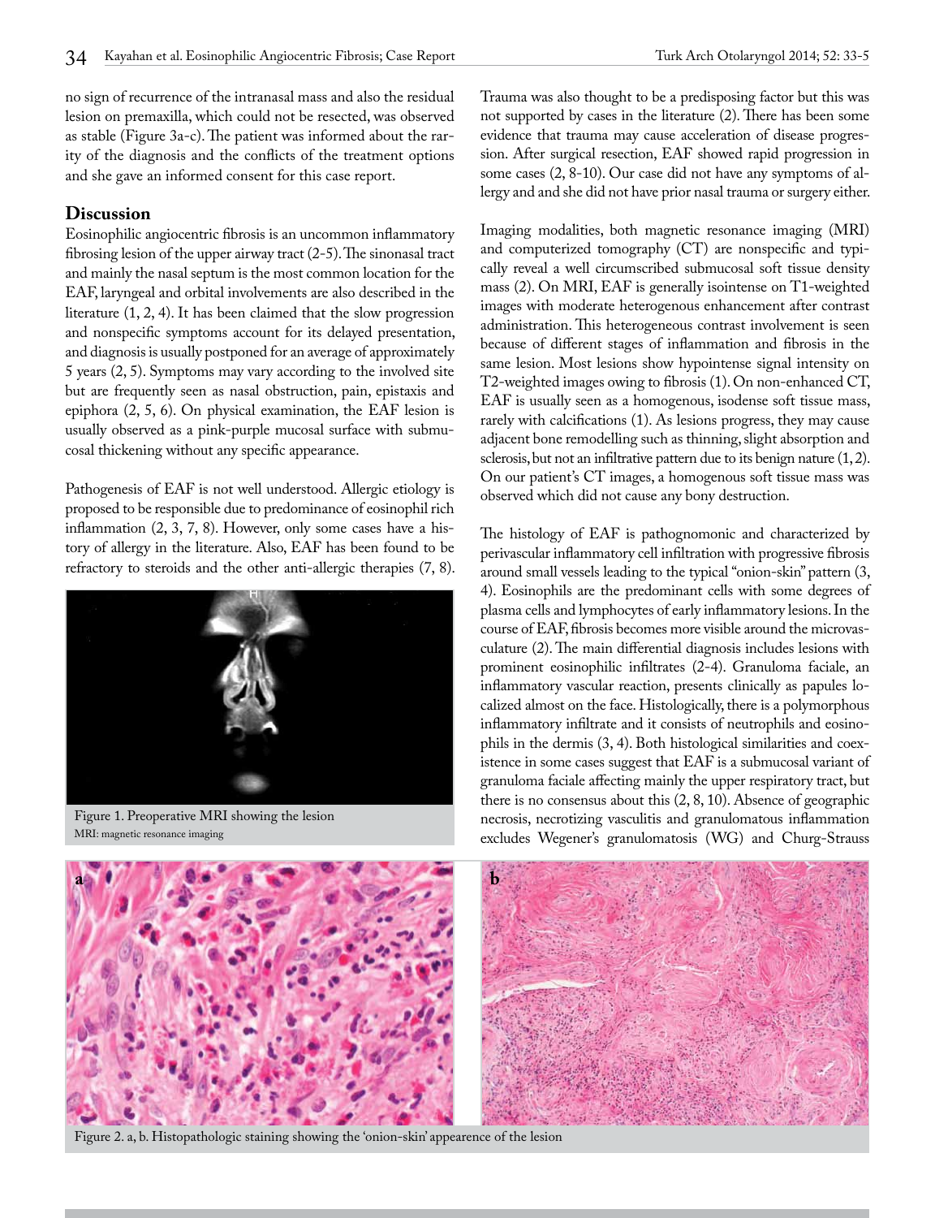no sign of recurrence of the intranasal mass and also the residual lesion on premaxilla, which could not be resected, was observed as stable (Figure 3a-c). The patient was informed about the rarity of the diagnosis and the conflicts of the treatment options and she gave an informed consent for this case report.

## Discussion

Eosinophilic angiocentric fibrosis is an uncommon inflammatory fibrosing lesion of the upper airway tract (2-5). The sinonasal tract and mainly the nasal septum is the most common location for the EAF, laryngeal and orbital involvements are also described in the literature (1, 2, 4). It has been claimed that the slow progression and nonspecific symptoms account for its delayed presentation, and diagnosis is usually postponed for an average of approximately 5 years (2, 5). Symptoms may vary according to the involved site but are frequently seen as nasal obstruction, pain, epistaxis and epiphora (2, 5, 6). On physical examination, the EAF lesion is usually observed as a pink-purple mucosal surface with submucosal thickening without any specific appearance.

Pathogenesis of EAF is not well understood. Allergic etiology is proposed to be responsible due to predominance of eosinophil rich inflammation (2, 3, 7, 8). However, only some cases have a history of allergy in the literature. Also, EAF has been found to be refractory to steroids and the other anti-allergic therapies (7, 8).

Figure 1. Preoperative MRI showing the lesion
MRI: magnetic resonance imaging

Trauma was also thought to be a predisposing factor but this was not supported by cases in the literature (2). There has been some evidence that trauma may cause acceleration of disease progression. After surgical resection, EAF showed rapid progression in some cases (2, 8-10). Our case did not have any symptoms of allergy and and she did not have prior nasal trauma or surgery either.

Imaging modalities, both magnetic resonance imaging (MRI) and computerized tomography (CT) are nonspecific and typically reveal a well circumscribed submucosal soft tissue density mass (2). On MRI, EAF is generally isointense on T1-weighted images with moderate heterogenous enhancement after contrast administration. This heterogeneous contrast involvement is seen because of different stages of inflammation and fibrosis in the same lesion. Most lesions show hypointense signal intensity on T2-weighted images owing to fibrosis (1). On non-enhanced CT, EAF is usually seen as a homogenous, isodense soft tissue mass, rarely with calcifications (1). As lesions progress, they may cause adjacent bone remodelling such as thinning, slight absorption and sclerosis, but not an infiltrative pattern due to its benign nature (1, 2). On our patient's CT images, a homogenous soft tissue mass was observed which did not cause any bony destruction.

The histology of EAF is pathognomonic and characterized by perivascular inflammatory cell infiltration with progressive fibrosis around small vessels leading to the typical "onion-skin" pattern (3, 4). Eosinophils are the predominant cells with some degrees of plasma cells and lymphocytes of early inflammatory lesions. In the course of EAF, fibrosis becomes more visible around the microvasculature (2). The main differential diagnosis includes lesions with prominent eosinophilic infiltrates (2-4). Granuloma faciale, an inflammatory vascular reaction, presents clinically as papules localized almost on the face. Histologically, there is a polymorphous inflammatory infiltrate and it consists of neutrophils and eosinophils in the dermis (3, 4). Both histological similarities and coexistence in some cases suggest that EAF is a submucosal variant of granuloma faciale affecting mainly the upper respiratory tract, but there is no consensus about this (2, 8, 10). Absence of geographic necrosis, necrotizing vasculitis and granulomatous inflammation excludes Wegener's granulomatosis (WG) and Churg-Strauss

Figure 2. a, b. Histopathologic staining showing the 'onion-skin' appearence of the lesion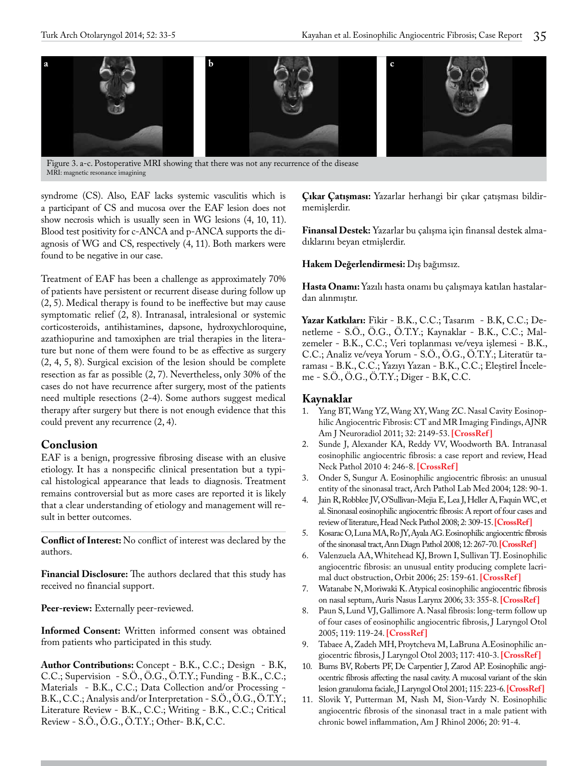Figure 3. a-c. Postoperative MRI showing that there was not any recurrence of the disease
MRI: magnetic resonance imaging

syndrome (CS). Also, EAF lacks systemic vasculitis which is a participant of CS and mucosa over the EAF lesion does not show necrosis which is usually seen in WG lesions (4, 10, 11). Blood test positivity for c-ANCA and p-ANCA supports the diagnosis of WG and CS, respectively (4, 11). Both markers were found to be negative in our case.

Treatment of EAF has been a challenge as approximately 70% of patients have persistent or recurrent disease during follow up (2, 5). Medical therapy is found to be ineffective but may cause symptomatic relief (2, 8). Intranasal, intralesional or systemic corticosteroids, antihistamines, dapsone, hydroxychloroquine, azathiopurine and tamoxiphen are trial therapies in the literature but none of them were found to be as effective as surgery (2, 4, 5, 8). Surgical excision of the lesion should be complete resection as far as possible (2, 7). Nevertheless, only 30% of the cases do not have recurrence after surgery, most of the patients need multiple resections (2-4). Some authors suggest medical therapy after surgery but there is not enough evidence that this could prevent any recurrence (2, 4).

## Conclusion

EAF is a benign, progressive fibrosing disease with an elusive etiology. It has a nonspecific clinical presentation but a typical histological appearance that leads to diagnosis. Treatment remains controversial but as more cases are reported it is likely that a clear understanding of etiology and management will result in better outcomes.

**Conflict of Interest:** No conflict of interest was declared by the authors.

**Financial Disclosure:** The authors declared that this study has received no financial support.

**Peer-review:** Externally peer-reviewed.

**Informed Consent:** Written informed consent was obtained from patients who participated in this study.

**Author Contributions:** Concept - B.K., C.C.; Design - B.K, C.C.; Supervision - S.Ö., Ö.G., Ö.T.Y.; Funding - B.K., C.C.; Materials - B.K., C.C.; Data Collection and/or Processing - B.K., C.C.; Analysis and/or Interpretation - S.Ö., Ö.G., Ö.T.Y.; Literature Review - B.K., C.C.; Writing - B.K., C.C.; Critical Review - S.Ö., Ö.G., Ö.T.Y.; Other- B.K, C.C.

**Çıkar Çatışması:** Yazarlar herhangi bir çıkar çatışması bildirmemişlerdir.

**Finansal Destek:** Yazarlar bu çalışma için finansal destek almadıklarını beyan etmişlerdir.

**Hakem Değerlendirmesi:** Dış bağımsız.

**Hasta Onamı:** Yazılı hasta onamı bu çalışmaya katılan hastalardan alınmıştır.

**Yazar Katkıları:** Fikir - B.K., C.C.; Tasarım - B.K, C.C.; Denetleme - S.Ö., Ö.G., Ö.T.Y.; Kaynaklar - B.K., C.C.; Malzemeler - B.K., C.C.; Veri toplanması ve/veya işlemesi - B.K., C.C.; Analiz ve/veya Yorum - S.Ö., Ö.G., Ö.T.Y.; Literatür taraması - B.K., C.C.; Yazıyı Yazan - B.K., C.C.; Eleştirel İnceleme - S.Ö., Ö.G., Ö.T.Y.; Diger - B.K, C.C.

## Kaynaklar

1. Yang BT, Wang YZ, Wang XY, Wang ZC. Nasal Cavity Eosinophilic Angiocentric Fibrosis: CT and MR Imaging Findings, AJNR Am J Neuroradiol 2011; 32: 2149-53. [CrossRef]
2. Sunde J, Alexander KA, Reddy VV, Woodworth BA. Intranasal eosinophilic angiocentric fibrosis: a case report and review, Head Neck Pathol 2010 4: 246-8. [CrossRef]
3. Onder S, Sungur A. Eosinophilic angiocentric fibrosis: an unusual entity of the sinonasal tract, Arch Pathol Lab Med 2004; 128: 90-1.
4. Jain R, Robblee JV, O'Sullivan-Mejia E, Lea J, Heller A, Faquin WC, et al. Sinonasal eosinophilic angiocentric fibrosis: A report of four cases and review of literature, Head Neck Pathol 2008; 2: 309-15. [CrossRef]
5. Kosarac O, Luna MA, Ro JY, Ayala AG. Eosinophilic angiocentric fibrosis of the sinonasal tract, Ann Diagn Pathol 2008; 12: 267-70. [CrossRef]
6. Valenzuela AA, Whitehead KJ, Brown I, Sullivan TJ. Eosinophilic angiocentric fibrosis: an unusual entity producing complete lacrimal duct obstruction, Orbit 2006; 25: 159-61. [CrossRef]
7. Watanabe N, Moriwaki K. Atypical eosinophilic angiocentric fibrosis on nasal septum, Auris Nasus Larynx 2006; 33: 355-8. [CrossRef]
8. Paun S, Lund VJ, Gallimore A. Nasal fibrosis: long-term follow up of four cases of eosinophilic angiocentric fibrosis, J Laryngol Otol 2005; 119: 119-24. [CrossRef]
9. Tabaee A, Zadeh MH, Proytcheva M, LaBruna A.Eosinophilic angiocentric fibrosis, J Laryngol Otol 2003; 117: 410-3. [CrossRef]
10. Burns BV, Roberts PF, De Carpentier J, Zarod AP. Eosinophilic angiocentric fibrosis affecting the nasal cavity. A mucosal variant of the skin lesion granuloma faciale, J Laryngol Otol 2001; 115: 223-6. [CrossRef]
11. Slovik Y, Putterman M, Nash M, Sion-Vardy N. Eosinophilic angiocentric fibrosis of the sinonasal tract in a male patient with chronic bowel inflammation, Am J Rhinol 2006; 20: 91-4.